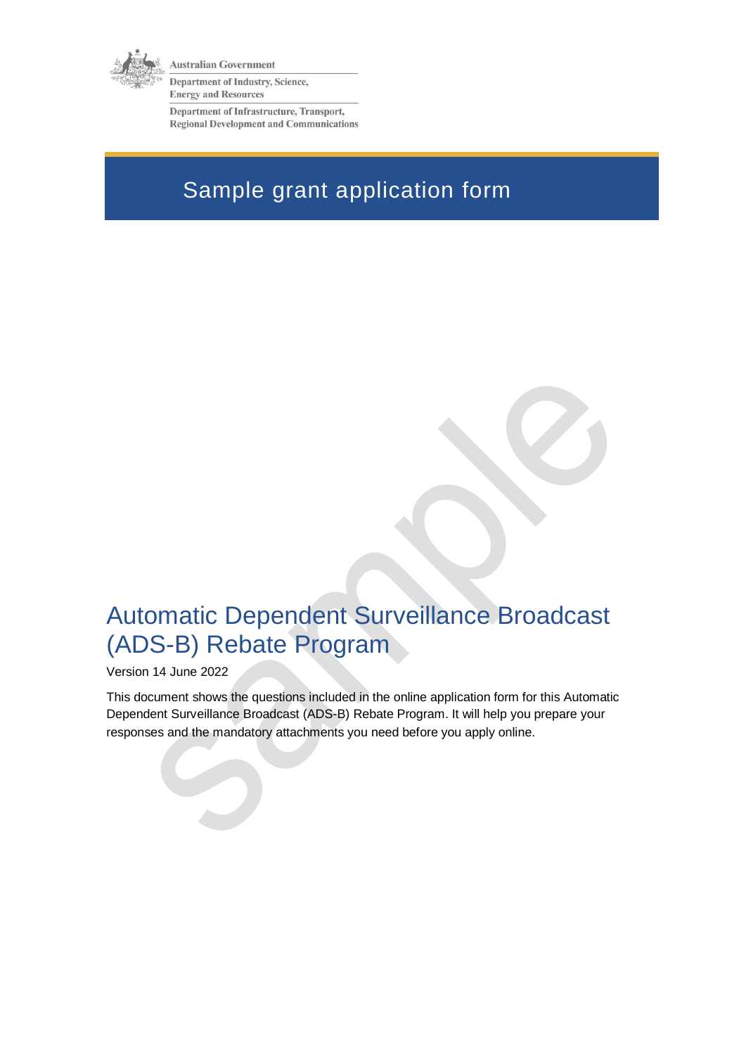Australian Government

Department of Industry, Science, Energy and Resources

Department of Infrastructure, Transport, Regional Development and Communications

# Sample grant application form

# Automatic Dependent Surveillance Broadcast (ADS-B) Rebate Program

Version 14 June 2022

This document shows the questions included in the online application form for this Automatic Dependent Surveillance Broadcast (ADS-B) Rebate Program. It will help you prepare your responses and the mandatory attachments you need before you apply online.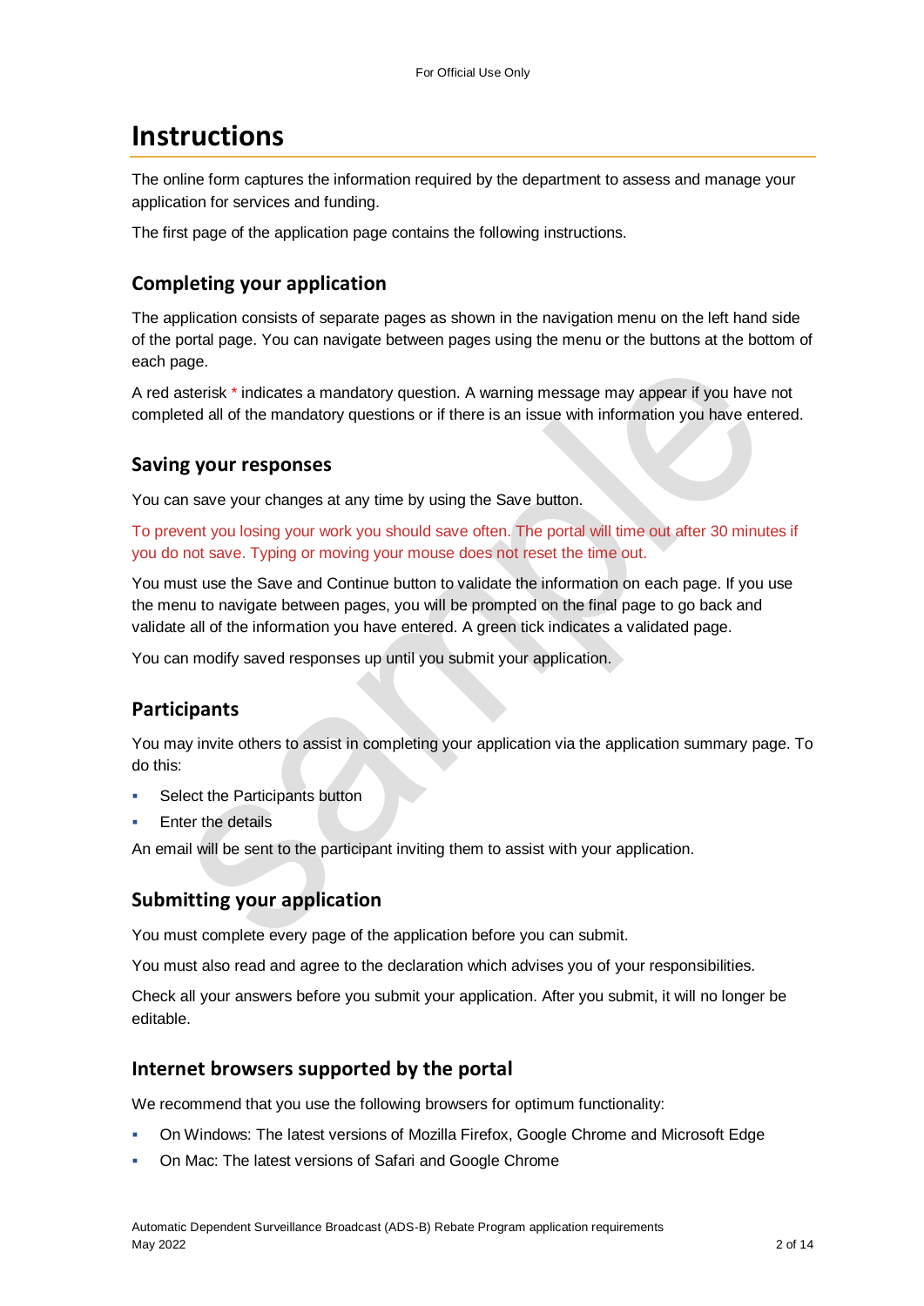# Instructions

The online form captures the information required by the department to assess and manage your application for services and funding.

The first page of the application page contains the following instructions.

## Completing your application

The application consists of separate pages as shown in the navigation menu on the left hand side of the portal page. You can navigate between pages using the menu or the buttons at the bottom of each page.

A red asterisk * indicates a mandatory question. A warning message may appear if you have not completed all of the mandatory questions or if there is an issue with information you have entered.

## Saving your responses

You can save your changes at any time by using the Save button.

To prevent you losing your work you should save often. The portal will time out after 30 minutes if you do not save. Typing or moving your mouse does not reset the time out.

You must use the Save and Continue button to validate the information on each page. If you use the menu to navigate between pages, you will be prompted on the final page to go back and validate all of the information you have entered. A green tick indicates a validated page.

You can modify saved responses up until you submit your application.

## Participants

You may invite others to assist in completing your application via the application summary page. To do this:

- Select the Participants button
- Enter the details

An email will be sent to the participant inviting them to assist with your application.

## Submitting your application

You must complete every page of the application before you can submit.

You must also read and agree to the declaration which advises you of your responsibilities.

Check all your answers before you submit your application. After you submit, it will no longer be editable.

## Internet browsers supported by the portal

We recommend that you use the following browsers for optimum functionality:

- On Windows: The latest versions of Mozilla Firefox, Google Chrome and Microsoft Edge
- On Mac: The latest versions of Safari and Google Chrome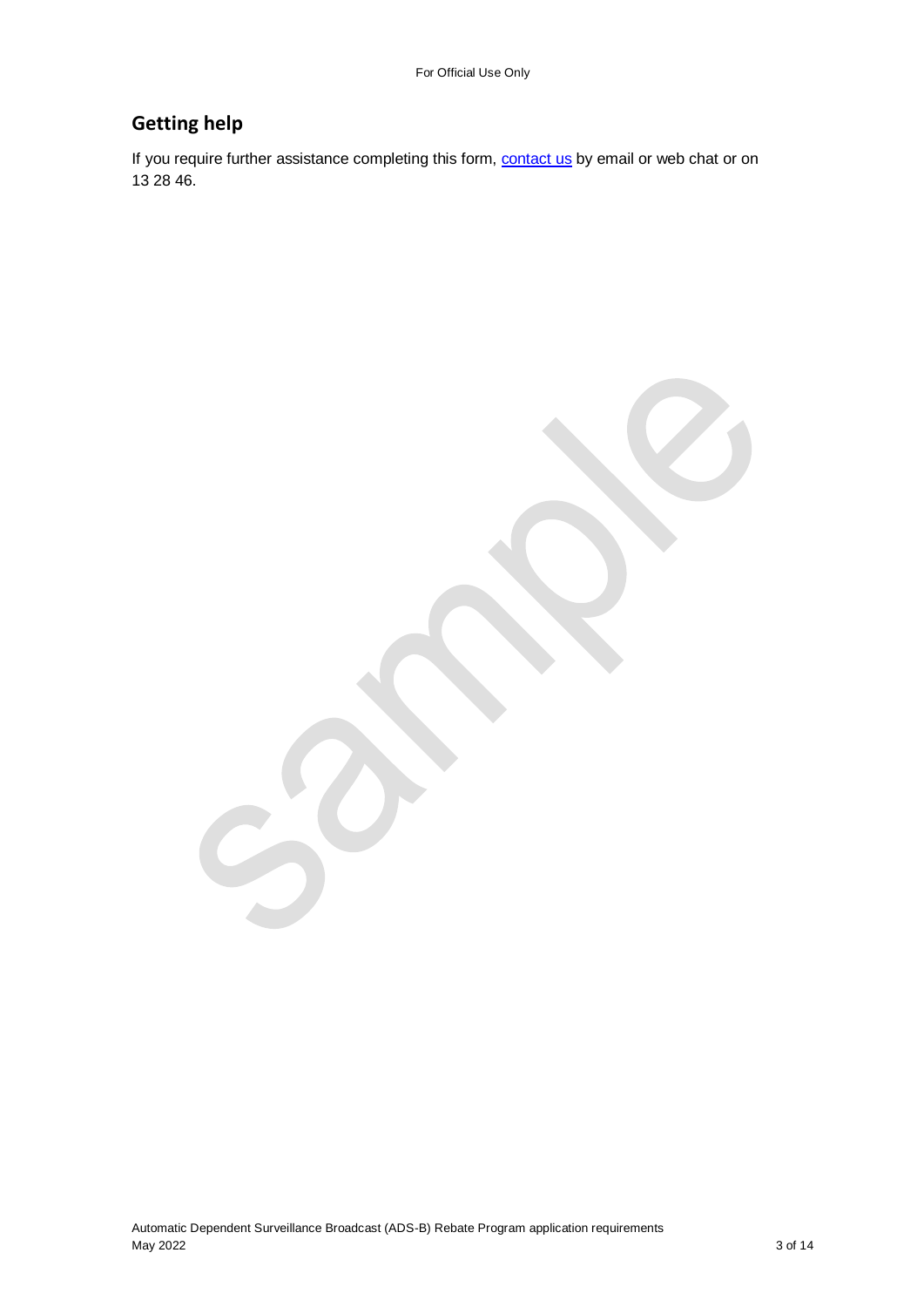## Getting help

If you require further assistance completing this form, [contact us](#) by email or web chat or on 13 28 46.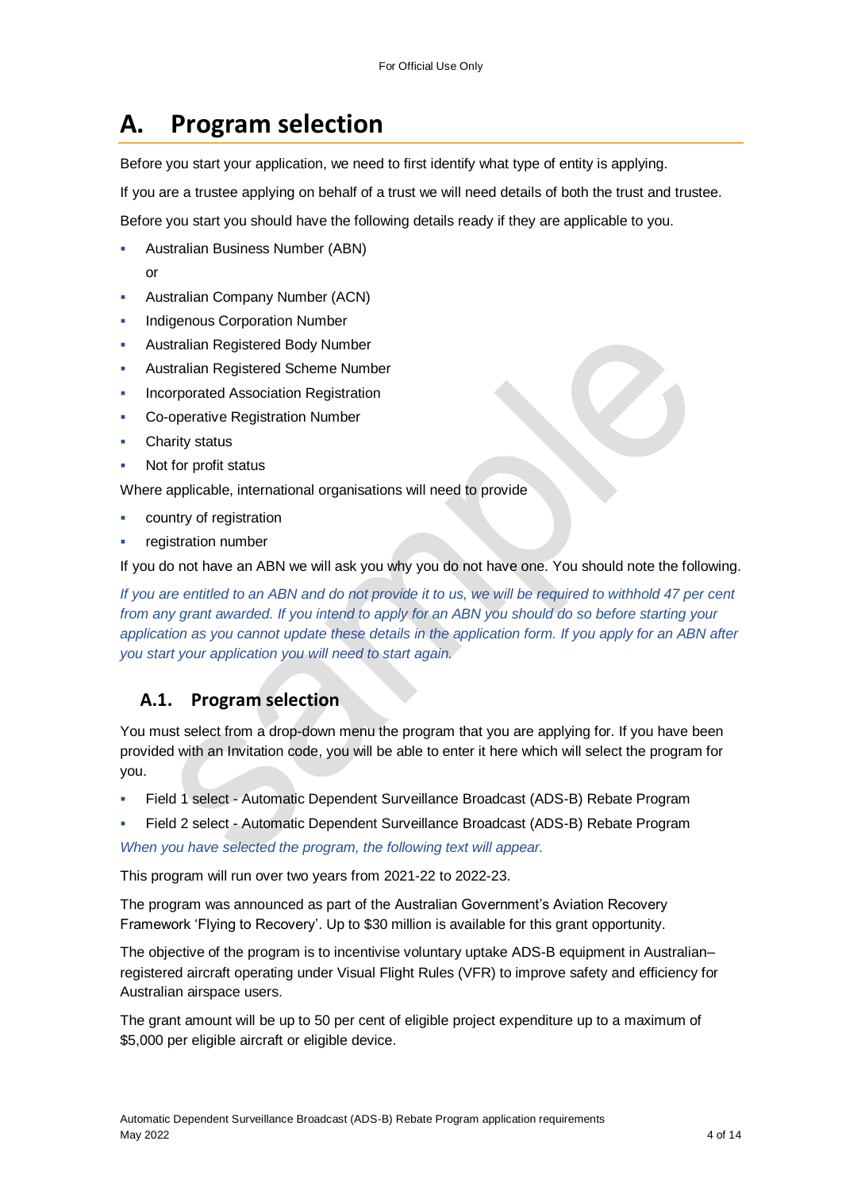# A. Program selection

Before you start your application, we need to first identify what type of entity is applying.

If you are a trustee applying on behalf of a trust we will need details of both the trust and trustee.

Before you start you should have the following details ready if they are applicable to you.

- Australian Business Number (ABN)

  or

- Australian Company Number (ACN)
- Indigenous Corporation Number
- Australian Registered Body Number
- Australian Registered Scheme Number
- Incorporated Association Registration
- Co-operative Registration Number
- Charity status
- Not for profit status

Where applicable, international organisations will need to provide

- country of registration
- registration number

If you do not have an ABN we will ask you why you do not have one. You should note the following.

*If you are entitled to an ABN and do not provide it to us, we will be required to withhold 47 per cent from any grant awarded. If you intend to apply for an ABN you should do so before starting your application as you cannot update these details in the application form. If you apply for an ABN after you start your application you will need to start again.*

## A.1. Program selection

You must select from a drop-down menu the program that you are applying for. If you have been provided with an Invitation code, you will be able to enter it here which will select the program for you.

- Field 1 select - Automatic Dependent Surveillance Broadcast (ADS-B) Rebate Program
- Field 2 select - Automatic Dependent Surveillance Broadcast (ADS-B) Rebate Program

*When you have selected the program, the following text will appear.*

This program will run over two years from 2021-22 to 2022-23.

The program was announced as part of the Australian Government's Aviation Recovery Framework 'Flying to Recovery'. Up to $30 million is available for this grant opportunity.

The objective of the program is to incentivise voluntary uptake ADS-B equipment in Australian–registered aircraft operating under Visual Flight Rules (VFR) to improve safety and efficiency for Australian airspace users.

The grant amount will be up to 50 per cent of eligible project expenditure up to a maximum of $5,000 per eligible aircraft or eligible device.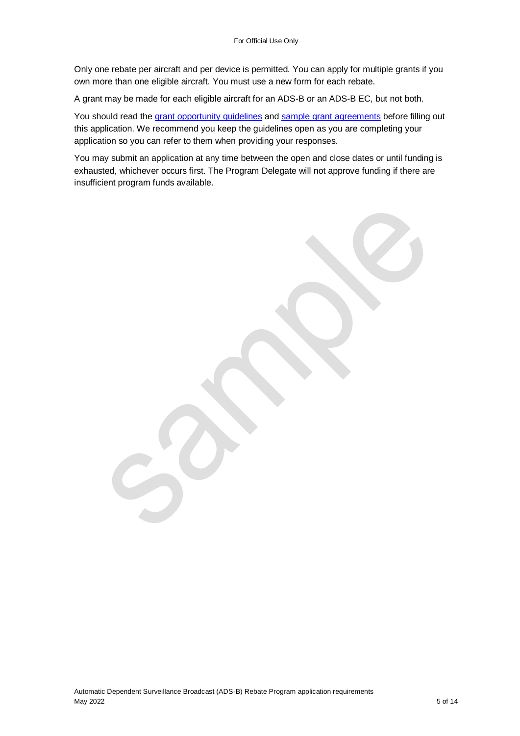Only one rebate per aircraft and per device is permitted. You can apply for multiple grants if you own more than one eligible aircraft. You must use a new form for each rebate.

A grant may be made for each eligible aircraft for an ADS-B or an ADS-B EC, but not both.

You should read the grant opportunity guidelines and sample grant agreements before filling out this application. We recommend you keep the guidelines open as you are completing your application so you can refer to them when providing your responses.

You may submit an application at any time between the open and close dates or until funding is exhausted, whichever occurs first. The Program Delegate will not approve funding if there are insufficient program funds available.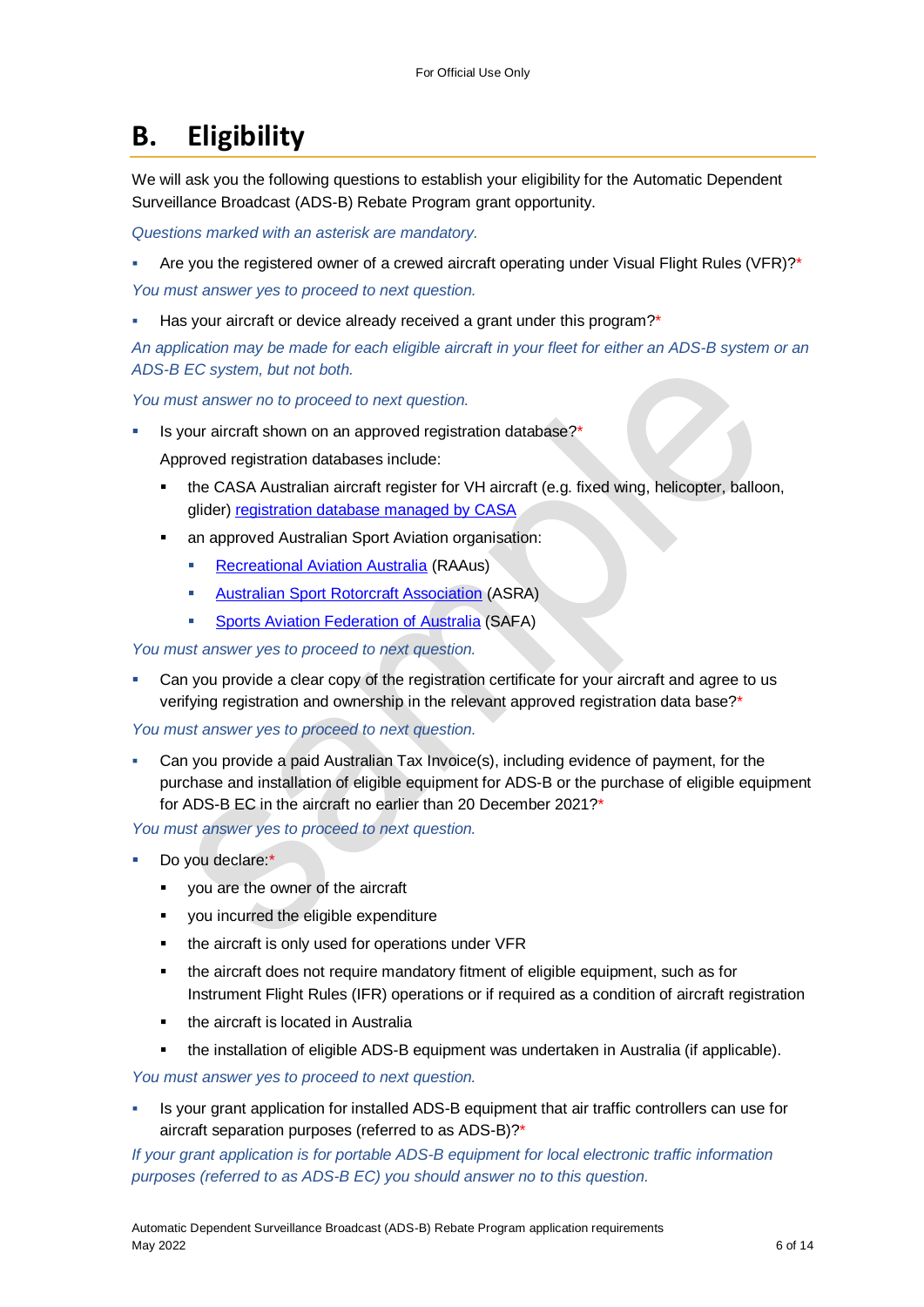# B. Eligibility

We will ask you the following questions to establish your eligibility for the Automatic Dependent Surveillance Broadcast (ADS-B) Rebate Program grant opportunity.

*Questions marked with an asterisk are mandatory.*

- Are you the registered owner of a crewed aircraft operating under Visual Flight Rules (VFR)?*

*You must answer yes to proceed to next question.*

- Has your aircraft or device already received a grant under this program?*

*An application may be made for each eligible aircraft in your fleet for either an ADS-B system or an ADS-B EC system, but not both.*

*You must answer no to proceed to next question.*

- Is your aircraft shown on an approved registration database?*

  Approved registration databases include:

  - the CASA Australian aircraft register for VH aircraft (e.g. fixed wing, helicopter, balloon, glider) registration database managed by CASA
  - an approved Australian Sport Aviation organisation:
    - Recreational Aviation Australia (RAAus)
    - Australian Sport Rotorcraft Association (ASRA)
    - Sports Aviation Federation of Australia (SAFA)

*You must answer yes to proceed to next question.*

- Can you provide a clear copy of the registration certificate for your aircraft and agree to us verifying registration and ownership in the relevant approved registration data base?*

*You must answer yes to proceed to next question.*

- Can you provide a paid Australian Tax Invoice(s), including evidence of payment, for the purchase and installation of eligible equipment for ADS-B or the purchase of eligible equipment for ADS-B EC in the aircraft no earlier than 20 December 2021?*

*You must answer yes to proceed to next question.*

- Do you declare:*
  - you are the owner of the aircraft
  - you incurred the eligible expenditure
  - the aircraft is only used for operations under VFR
  - the aircraft does not require mandatory fitment of eligible equipment, such as for Instrument Flight Rules (IFR) operations or if required as a condition of aircraft registration
  - the aircraft is located in Australia
  - the installation of eligible ADS-B equipment was undertaken in Australia (if applicable).

*You must answer yes to proceed to next question.*

- Is your grant application for installed ADS-B equipment that air traffic controllers can use for aircraft separation purposes (referred to as ADS-B)?*

*If your grant application is for portable ADS-B equipment for local electronic traffic information purposes (referred to as ADS-B EC) you should answer no to this question.*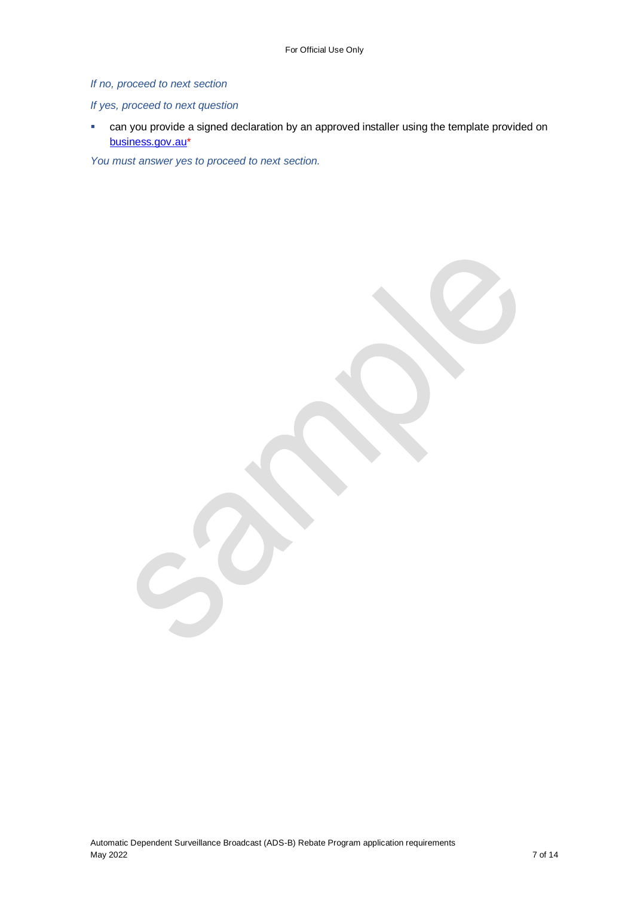*If no, proceed to next section*

*If yes, proceed to next question*

- can you provide a signed declaration by an approved installer using the template provided on business.gov.au*

*You must answer yes to proceed to next section.*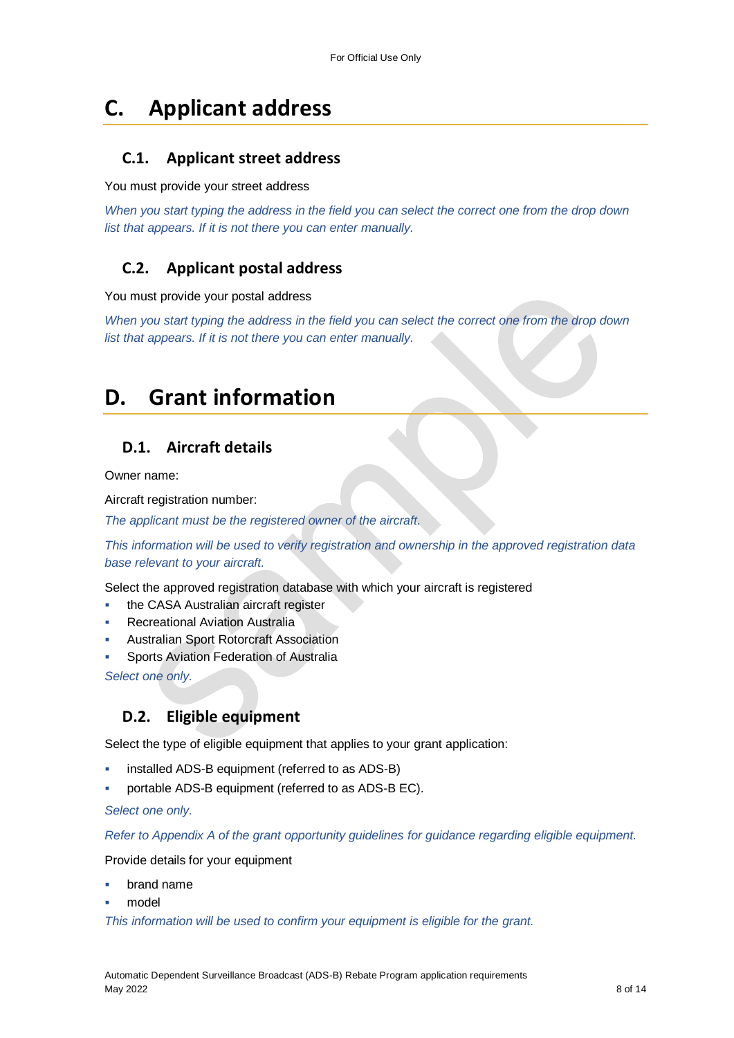# C. Applicant address

## C.1. Applicant street address

You must provide your street address

*When you start typing the address in the field you can select the correct one from the drop down list that appears. If it is not there you can enter manually.*

## C.2. Applicant postal address

You must provide your postal address

*When you start typing the address in the field you can select the correct one from the drop down list that appears. If it is not there you can enter manually.*

# D. Grant information

## D.1. Aircraft details

Owner name:

Aircraft registration number:

*The applicant must be the registered owner of the aircraft.*

*This information will be used to verify registration and ownership in the approved registration data base relevant to your aircraft.*

Select the approved registration database with which your aircraft is registered

- the CASA Australian aircraft register
- Recreational Aviation Australia
- Australian Sport Rotorcraft Association
- Sports Aviation Federation of Australia

*Select one only.*

## D.2. Eligible equipment

Select the type of eligible equipment that applies to your grant application:

- installed ADS-B equipment (referred to as ADS-B)
- portable ADS-B equipment (referred to as ADS-B EC).

*Select one only.*

*Refer to Appendix A of the grant opportunity guidelines for guidance regarding eligible equipment.*

Provide details for your equipment

- brand name
- model

*This information will be used to confirm your equipment is eligible for the grant.*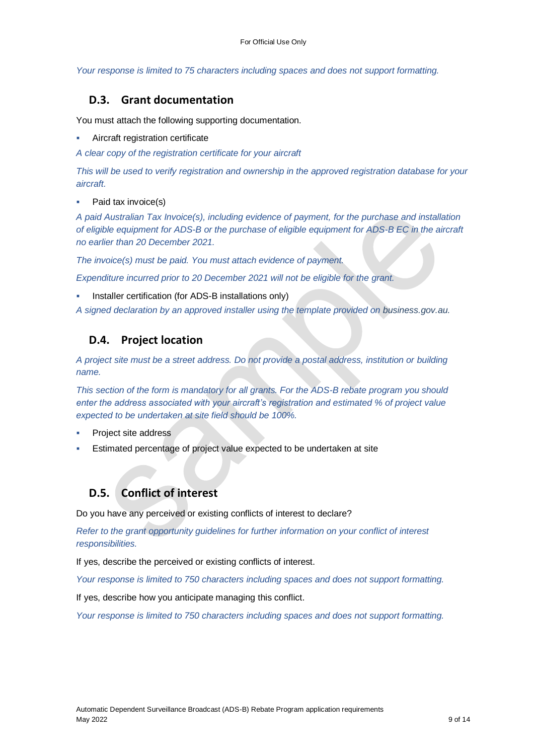*Your response is limited to 75 characters including spaces and does not support formatting.*

## D.3. Grant documentation

You must attach the following supporting documentation.

- Aircraft registration certificate

*A clear copy of the registration certificate for your aircraft*

*This will be used to verify registration and ownership in the approved registration database for your aircraft.*

- Paid tax invoice(s)

*A paid Australian Tax Invoice(s), including evidence of payment, for the purchase and installation of eligible equipment for ADS-B or the purchase of eligible equipment for ADS-B EC in the aircraft no earlier than 20 December 2021.*

*The invoice(s) must be paid. You must attach evidence of payment.*

*Expenditure incurred prior to 20 December 2021 will not be eligible for the grant.*

- Installer certification (for ADS-B installations only)

*A signed declaration by an approved installer using the template provided on business.gov.au.*

## D.4. Project location

*A project site must be a street address. Do not provide a postal address, institution or building name.*

*This section of the form is mandatory for all grants. For the ADS-B rebate program you should enter the address associated with your aircraft's registration and estimated % of project value expected to be undertaken at site field should be 100%.*

- Project site address
- Estimated percentage of project value expected to be undertaken at site

## D.5. Conflict of interest

Do you have any perceived or existing conflicts of interest to declare?

*Refer to the grant opportunity guidelines for further information on your conflict of interest responsibilities.*

If yes, describe the perceived or existing conflicts of interest.

*Your response is limited to 750 characters including spaces and does not support formatting.*

If yes, describe how you anticipate managing this conflict.

*Your response is limited to 750 characters including spaces and does not support formatting.*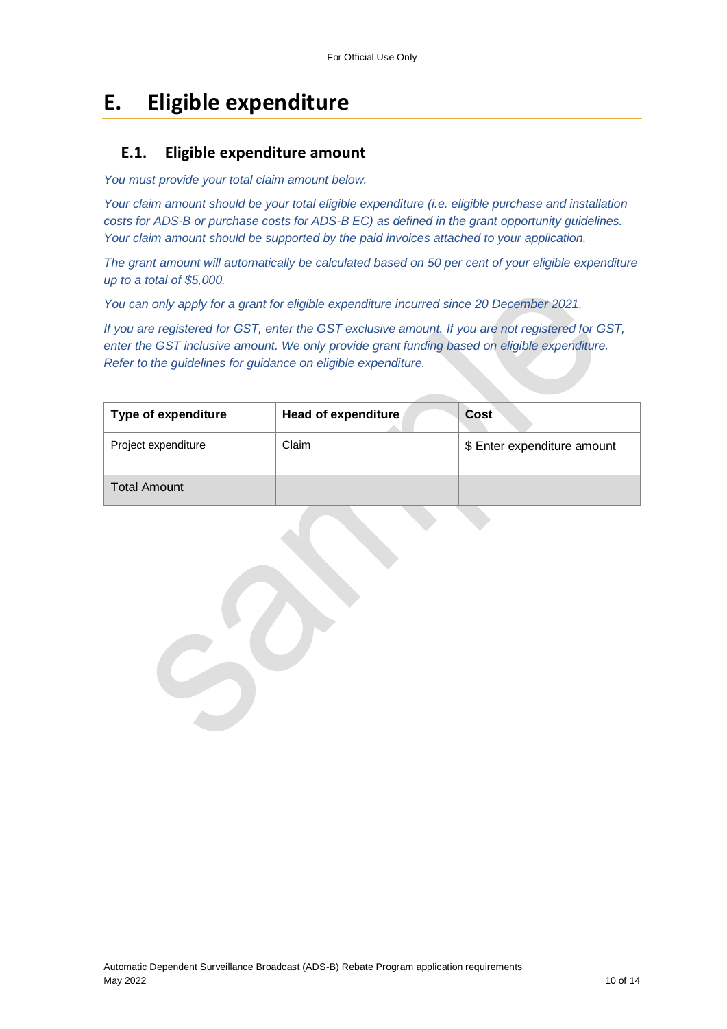# E. Eligible expenditure

## E.1. Eligible expenditure amount

*You must provide your total claim amount below.*

*Your claim amount should be your total eligible expenditure (i.e. eligible purchase and installation costs for ADS-B or purchase costs for ADS-B EC) as defined in the grant opportunity guidelines. Your claim amount should be supported by the paid invoices attached to your application.*

*The grant amount will automatically be calculated based on 50 per cent of your eligible expenditure up to a total of $5,000.*

*You can only apply for a grant for eligible expenditure incurred since 20 December 2021.*

*If you are registered for GST, enter the GST exclusive amount. If you are not registered for GST, enter the GST inclusive amount. We only provide grant funding based on eligible expenditure. Refer to the guidelines for guidance on eligible expenditure.*

| Type of expenditure | Head of expenditure | Cost |
|---|---|---|
| Project expenditure | Claim | $ Enter expenditure amount |
| Total Amount | | |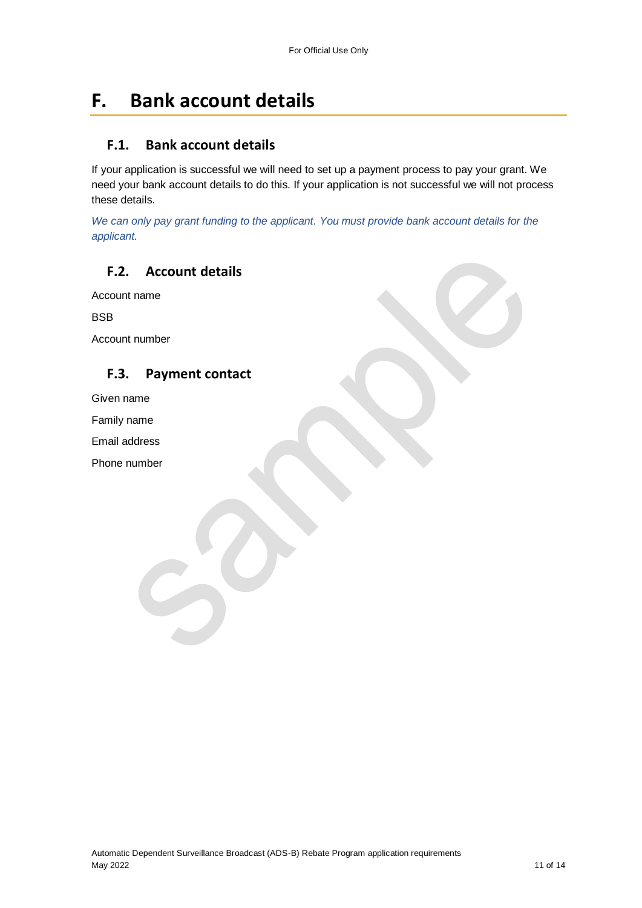# F. Bank account details

## F.1. Bank account details

If your application is successful we will need to set up a payment process to pay your grant. We need your bank account details to do this. If your application is not successful we will not process these details.

*We can only pay grant funding to the applicant. You must provide bank account details for the applicant.*

## F.2. Account details

Account name

BSB

Account number

## F.3. Payment contact

Given name

Family name

Email address

Phone number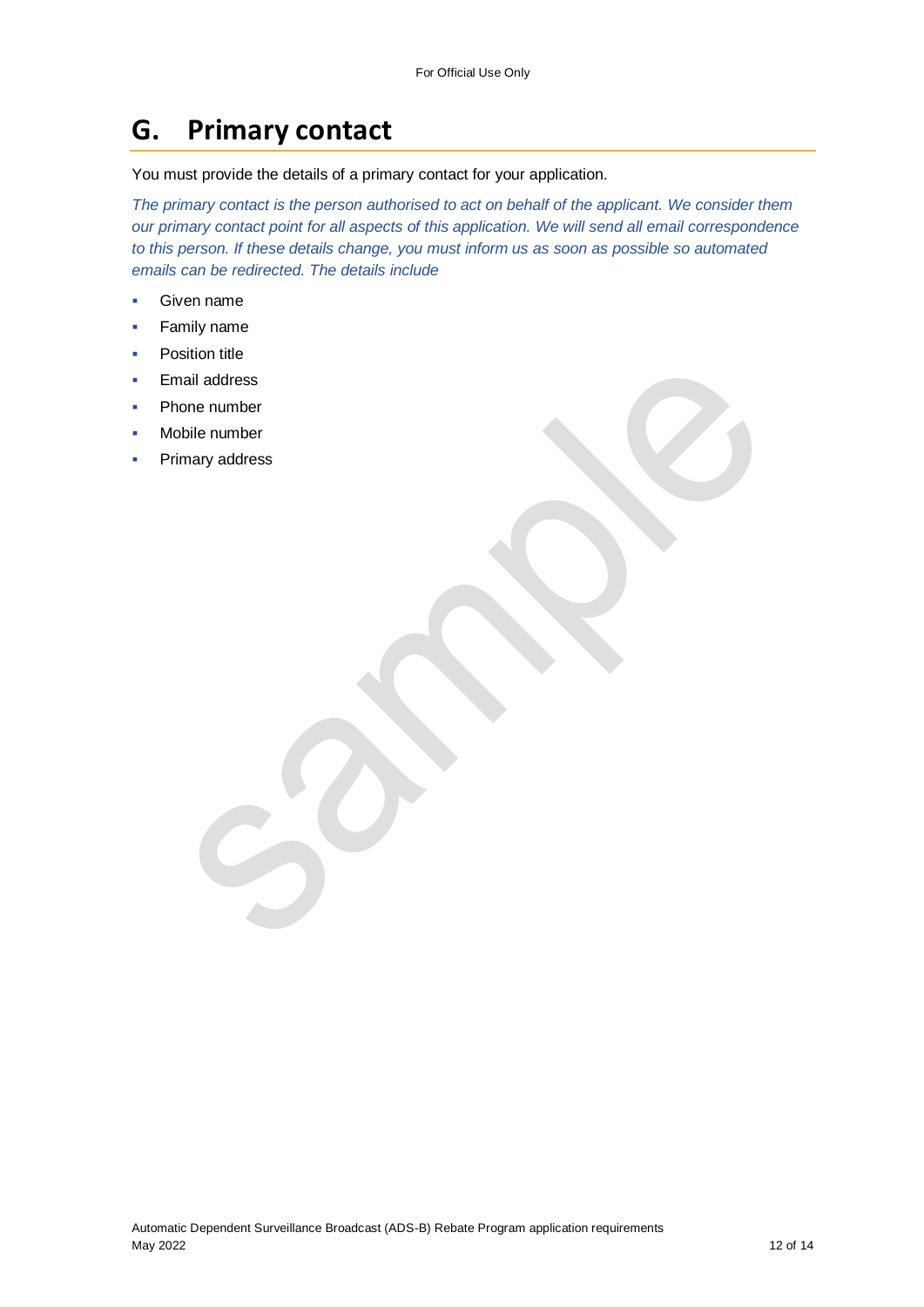# G. Primary contact

You must provide the details of a primary contact for your application.

*The primary contact is the person authorised to act on behalf of the applicant. We consider them our primary contact point for all aspects of this application. We will send all email correspondence to this person. If these details change, you must inform us as soon as possible so automated emails can be redirected. The details include*

- Given name
- Family name
- Position title
- Email address
- Phone number
- Mobile number
- Primary address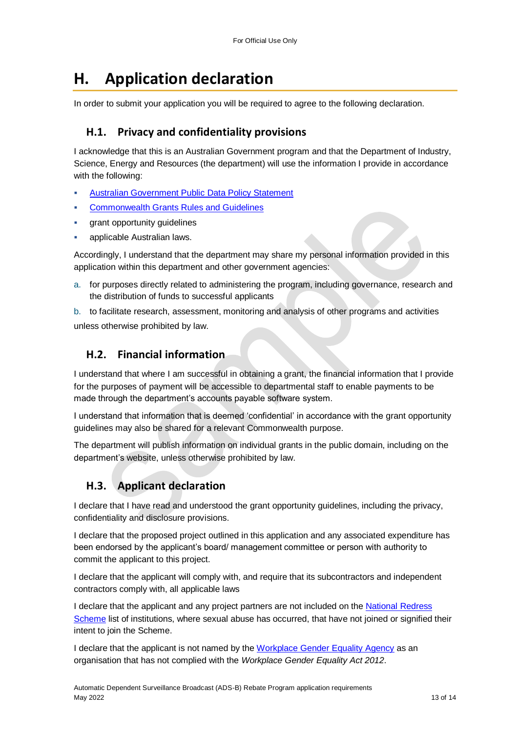# H. Application declaration

In order to submit your application you will be required to agree to the following declaration.

## H.1. Privacy and confidentiality provisions

I acknowledge that this is an Australian Government program and that the Department of Industry, Science, Energy and Resources (the department) will use the information I provide in accordance with the following:

- Australian Government Public Data Policy Statement
- Commonwealth Grants Rules and Guidelines
- grant opportunity guidelines
- applicable Australian laws.

Accordingly, I understand that the department may share my personal information provided in this application within this department and other government agencies:

a. for purposes directly related to administering the program, including governance, research and the distribution of funds to successful applicants

b. to facilitate research, assessment, monitoring and analysis of other programs and activities

unless otherwise prohibited by law.

## H.2. Financial information

I understand that where I am successful in obtaining a grant, the financial information that I provide for the purposes of payment will be accessible to departmental staff to enable payments to be made through the department's accounts payable software system.

I understand that information that is deemed 'confidential' in accordance with the grant opportunity guidelines may also be shared for a relevant Commonwealth purpose.

The department will publish information on individual grants in the public domain, including on the department's website, unless otherwise prohibited by law.

## H.3. Applicant declaration

I declare that I have read and understood the grant opportunity guidelines, including the privacy, confidentiality and disclosure provisions.

I declare that the proposed project outlined in this application and any associated expenditure has been endorsed by the applicant's board/ management committee or person with authority to commit the applicant to this project.

I declare that the applicant will comply with, and require that its subcontractors and independent contractors comply with, all applicable laws

I declare that the applicant and any project partners are not included on the National Redress Scheme list of institutions, where sexual abuse has occurred, that have not joined or signified their intent to join the Scheme.

I declare that the applicant is not named by the Workplace Gender Equality Agency as an organisation that has not complied with the *Workplace Gender Equality Act 2012*.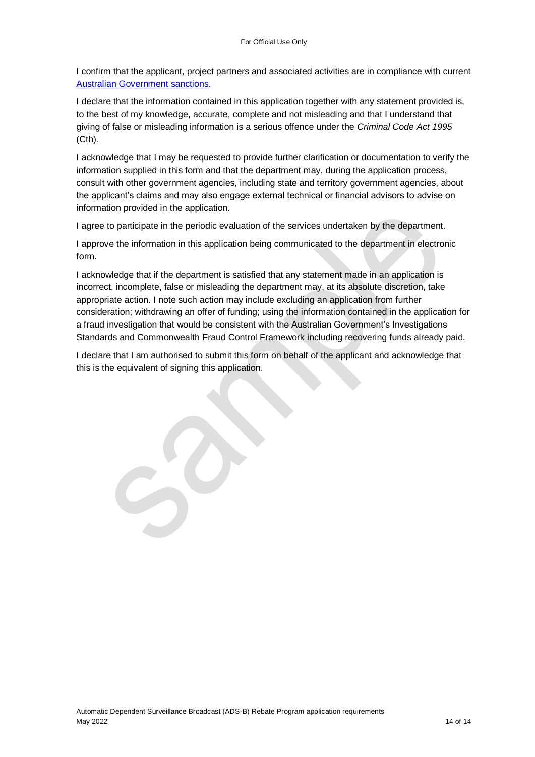I confirm that the applicant, project partners and associated activities are in compliance with current [Australian Government sanctions](#).

I declare that the information contained in this application together with any statement provided is, to the best of my knowledge, accurate, complete and not misleading and that I understand that giving of false or misleading information is a serious offence under the *Criminal Code Act 1995* (Cth).

I acknowledge that I may be requested to provide further clarification or documentation to verify the information supplied in this form and that the department may, during the application process, consult with other government agencies, including state and territory government agencies, about the applicant's claims and may also engage external technical or financial advisors to advise on information provided in the application.

I agree to participate in the periodic evaluation of the services undertaken by the department.

I approve the information in this application being communicated to the department in electronic form.

I acknowledge that if the department is satisfied that any statement made in an application is incorrect, incomplete, false or misleading the department may, at its absolute discretion, take appropriate action. I note such action may include excluding an application from further consideration; withdrawing an offer of funding; using the information contained in the application for a fraud investigation that would be consistent with the Australian Government's Investigations Standards and Commonwealth Fraud Control Framework including recovering funds already paid.

I declare that I am authorised to submit this form on behalf of the applicant and acknowledge that this is the equivalent of signing this application.